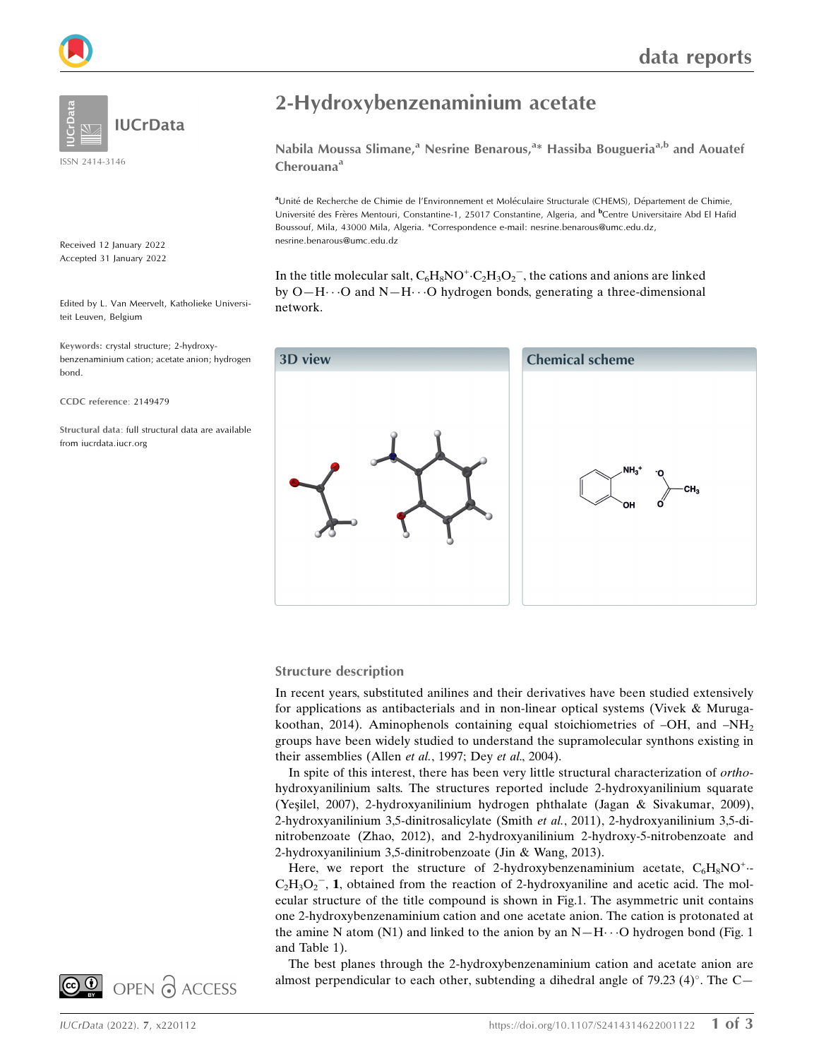data reports

# 2-Hydroxybenzenaminium acetate

ISSN 2414-3146

**Nabila Moussa Slimane,[a] Nesrine Benarous,[a]* Hassiba Bougueria[a,b] and Aouatef Cherouana[a]**

[a]Unité de Recherche de Chimie de l'Environnement et Moléculaire Structurale (CHEMS), Département de Chimie, Université des Frères Mentouri, Constantine-1, 25017 Constantine, Algeria, and [b]Centre Universitaire Abd El Hafid Boussouf, Mila, 43000 Mila, Algeria. *Correspondence e-mail: nesrine.benarous@umc.edu.dz, nesrine.benarous@umc.edu.dz

Received 12 January 2022
Accepted 31 January 2022

Edited by L. Van Meervelt, Katholieke Universiteit Leuven, Belgium

**Keywords:** crystal structure; 2-hydroxybenzenaminium cation; acetate anion; hydrogen bond.

**CCDC reference**: 2149479

**Structural data**: full structural data are available from iucrdata.iucr.org

In the title molecular salt, $C_6H_8NO^+{\cdot}C_2H_3O_2^-$, the cations and anions are linked by O—H···O and N—H···O hydrogen bonds, generating a three-dimensional network.

**3D view**

**Chemical scheme**

## Structure description

In recent years, substituted anilines and their derivatives have been studied extensively for applications as antibacterials and in non-linear optical systems (Vivek & Murugakoothan, 2014). Aminophenols containing equal stoichiometries of –OH, and $–NH_2$ groups have been widely studied to understand the supramolecular synthons existing in their assemblies (Allen *et al.*, 1997; Dey *et al.*, 2004).

In spite of this interest, there has been very little structural characterization of *ortho*-hydroxyanilinium salts. The structures reported include 2-hydroxyanilinium squarate (Yeşilel, 2007), 2-hydroxyanilinium hydrogen phthalate (Jagan & Sivakumar, 2009), 2-hydroxyanilinium 3,5-dinitrosalicylate (Smith *et al.*, 2011), 2-hydroxyanilinium 3,5-dinitrobenzoate (Zhao, 2012), and 2-hydroxyanilinium 2-hydroxy-5-nitrobenzoate and 2-hydroxyanilinium 3,5-dinitrobenzoate (Jin & Wang, 2013).

Here, we report the structure of 2-hydroxybenzenaminium acetate, $C_6H_8NO^+{\cdot}C_2H_3O_2^-$, **1**, obtained from the reaction of 2-hydroxyaniline and acetic acid. The molecular structure of the title compound is shown in Fig.1. The asymmetric unit contains one 2-hydroxybenzenaminium cation and one acetate anion. The cation is protonated at the amine N atom (N1) and linked to the anion by an N—H···O hydrogen bond (Fig. 1 and Table 1).

The best planes through the 2-hydroxybenzenaminium cation and acetate anion are almost perpendicular to each other, subtending a dihedral angle of 79.23 (4)°. The C—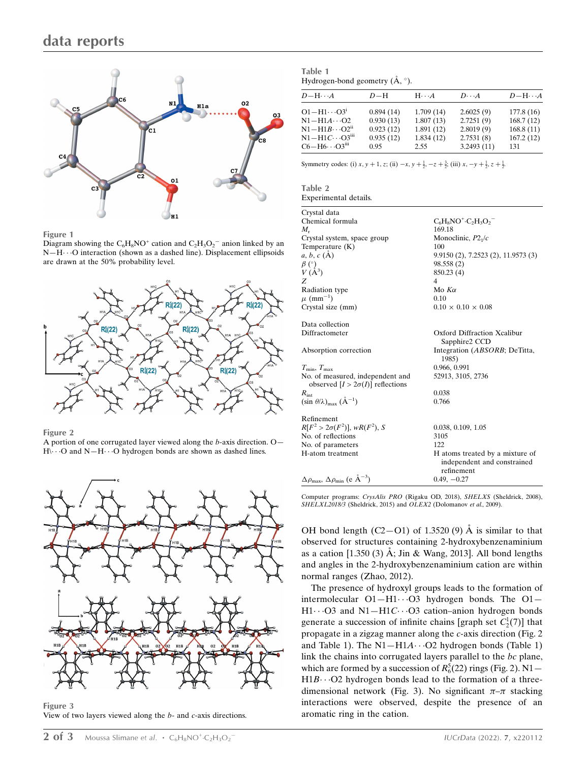Figure 1

Diagram showing the $C_6H_8NO^+$ cation and $C_2H_3O_2^-$ anion linked by an N—H···O interaction (shown as a dashed line). Displacement ellipsoids are drawn at the 50% probability level.

Figure 2

A portion of one corrugated layer viewed along the *b*-axis direction. O—H\···O and N—H···O hydrogen bonds are shown as dashed lines.

Figure 3

View of two layers viewed along the *b*- and *c*-axis directions.

**Table 1**
Hydrogen-bond geometry (Å, °).

| $D$—H···$A$ | $D$—H | H···$A$ | $D$···$A$ | $D$—H···$A$ |
|---|---|---|---|---|
| O1—H1···O3$^{i}$ | 0.894 (14) | 1.709 (14) | 2.6025 (9) | 177.8 (16) |
| N1—H1$A$···O2 | 0.930 (13) | 1.807 (13) | 2.7251 (9) | 168.7 (12) |
| N1—H1$B$···O2$^{ii}$ | 0.923 (12) | 1.891 (12) | 2.8019 (9) | 168.8 (11) |
| N1—H1$C$···O3$^{iii}$ | 0.935 (12) | 1.834 (12) | 2.7531 (8) | 167.2 (12) |
| C6—H6···O3$^{iii}$ | 0.95 | 2.55 | 3.2493 (11) | 131 |

Symmetry codes: (i) $x, y+1, z$; (ii) $-x, y+\frac{1}{2}, -z+\frac{3}{2}$; (iii) $x, -y+\frac{1}{2}, z+\frac{1}{2}$.

**Table 2**
Experimental details.

| | |
|---|---|
| Crystal data | |
| Chemical formula | $C_6H_8NO^+ \cdot C_2H_3O_2^-$ |
| $M_r$ | 169.18 |
| Crystal system, space group | Monoclinic, $P2_1/c$ |
| Temperature (K) | 100 |
| $a$, $b$, $c$ (Å) | 9.9150 (2), 7.2523 (2), 11.9573 (3) |
| $\beta$ (°) | 98.558 (2) |
| $V$ (Å$^3$) | 850.23 (4) |
| $Z$ | 4 |
| Radiation type | Mo $K\alpha$ |
| $\mu$ (mm$^{-1}$) | 0.10 |
| Crystal size (mm) | 0.10 × 0.10 × 0.08 |
| Data collection | |
| Diffractometer | Oxford Diffraction Xcalibur Sapphire2 CCD |
| Absorption correction | Integration (*ABSORB*; DeTitta, 1985) |
| $T_{min}$, $T_{max}$ | 0.966, 0.991 |
| No. of measured, independent and observed [$I > 2\sigma(I)$] reflections | 52913, 3105, 2736 |
| $R_{int}$ | 0.038 |
| $(\sin \theta/\lambda)_{max}$ (Å$^{-1}$) | 0.766 |
| Refinement | |
| $R[F^2 > 2\sigma(F^2)]$, $wR(F^2)$, $S$ | 0.038, 0.109, 1.05 |
| No. of reflections | 3105 |
| No. of parameters | 122 |
| H-atom treatment | H atoms treated by a mixture of independent and constrained refinement |
| $\Delta\rho_{max}$, $\Delta\rho_{min}$ (e Å$^{-3}$) | 0.49, −0.27 |

Computer programs: *CrysAlis PRO* (Rigaku OD, 2018), *SHELXS* (Sheldrick, 2008), *SHELXL2018/3* (Sheldrick, 2015) and *OLEX2* (Dolomanov *et al.*, 2009).

OH bond length (C2—O1) of 1.3520 (9) Å is similar to that observed for structures containing 2-hydroxybenzenaminium as a cation [1.350 (3) Å; Jin & Wang, 2013]. All bond lengths and angles in the 2-hydroxybenzenaminium cation are within normal ranges (Zhao, 2012).

The presence of hydroxyl groups leads to the formation of intermolecular O1—H1···O3 hydrogen bonds. The O1—H1···O3 and N1—H1$C$···O3 cation–anion hydrogen bonds generate a succession of infinite chains [graph set $C_2^1(7)$] that propagate in a zigzag manner along the *c*-axis direction (Fig. 2 and Table 1). The N1—H1$A$···O2 hydrogen bonds (Table 1) link the chains into corrugated layers parallel to the *bc* plane, which are formed by a succession of $R_6^5(22)$ rings (Fig. 2). N1—H1$B$···O2 hydrogen bonds lead to the formation of a three-dimensional network (Fig. 3). No significant $\pi$–$\pi$ stacking interactions were observed, despite the presence of an aromatic ring in the cation.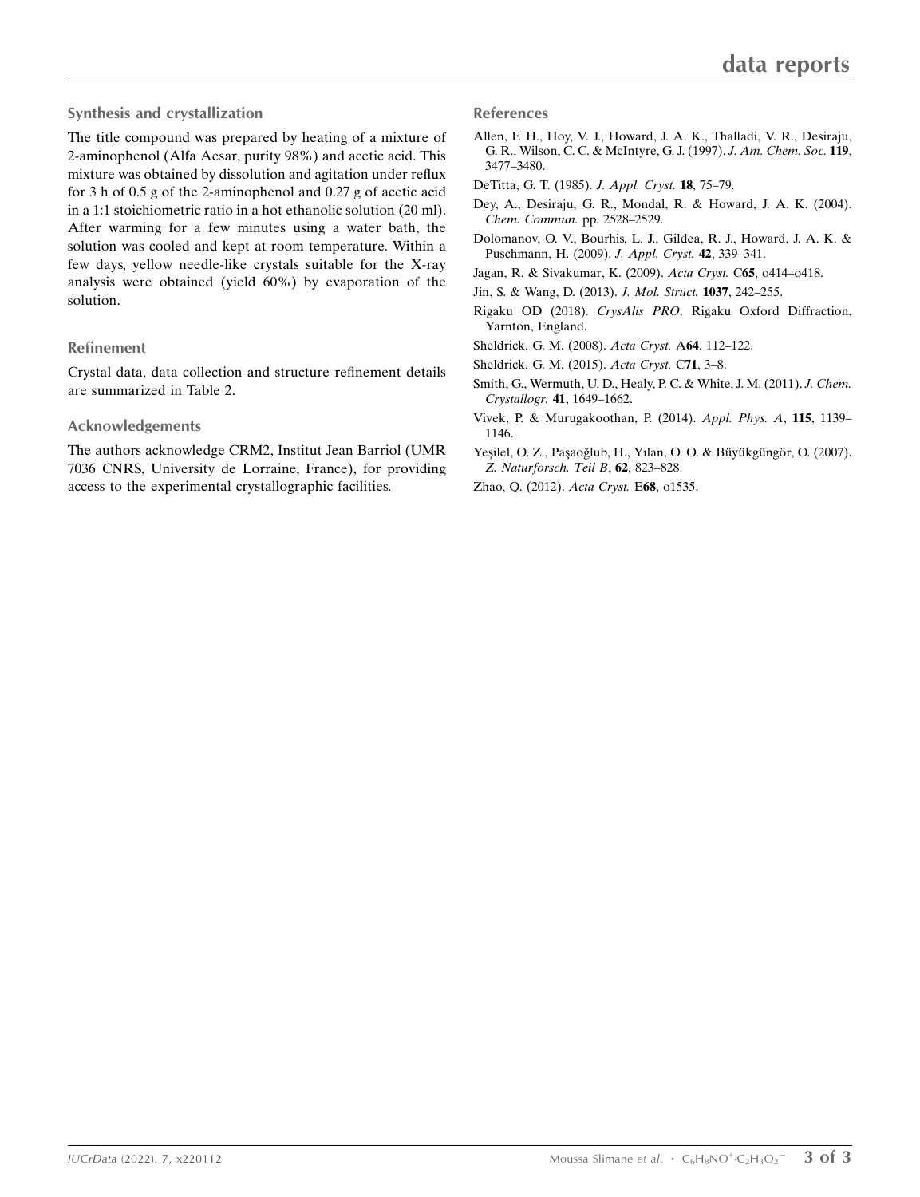## Synthesis and crystallization

The title compound was prepared by heating of a mixture of 2-aminophenol (Alfa Aesar, purity 98%) and acetic acid. This mixture was obtained by dissolution and agitation under reflux for 3 h of 0.5 g of the 2-aminophenol and 0.27 g of acetic acid in a 1:1 stoichiometric ratio in a hot ethanolic solution (20 ml). After warming for a few minutes using a water bath, the solution was cooled and kept at room temperature. Within a few days, yellow needle-like crystals suitable for the X-ray analysis were obtained (yield 60%) by evaporation of the solution.

## Refinement

Crystal data, data collection and structure refinement details are summarized in Table 2.

## Acknowledgements

The authors acknowledge CRM2, Institut Jean Barriol (UMR 7036 CNRS, University de Lorraine, France), for providing access to the experimental crystallographic facilities.

## References

Allen, F. H., Hoy, V. J., Howard, J. A. K., Thalladi, V. R., Desiraju, G. R., Wilson, C. C. & McIntyre, G. J. (1997). *J. Am. Chem. Soc.* **119**, 3477–3480.

DeTitta, G. T. (1985). *J. Appl. Cryst.* **18**, 75–79.

Dey, A., Desiraju, G. R., Mondal, R. & Howard, J. A. K. (2004). *Chem. Commun.* pp. 2528–2529.

Dolomanov, O. V., Bourhis, L. J., Gildea, R. J., Howard, J. A. K. & Puschmann, H. (2009). *J. Appl. Cryst.* **42**, 339–341.

Jagan, R. & Sivakumar, K. (2009). *Acta Cryst.* C**65**, o414–o418.

Jin, S. & Wang, D. (2013). *J. Mol. Struct.* **1037**, 242–255.

Rigaku OD (2018). *CrysAlis PRO*. Rigaku Oxford Diffraction, Yarnton, England.

Sheldrick, G. M. (2008). *Acta Cryst.* A**64**, 112–122.

Sheldrick, G. M. (2015). *Acta Cryst.* C**71**, 3–8.

Smith, G., Wermuth, U. D., Healy, P. C. & White, J. M. (2011). *J. Chem. Crystallogr.* **41**, 1649–1662.

Vivek, P. & Murugakoothan, P. (2014). *Appl. Phys. A*, **115**, 1139–1146.

Yeşilel, O. Z., Paşaoğlub, H., Yılan, O. O. & Büyükgüngör, O. (2007). *Z. Naturforsch. Teil B*, **62**, 823–828.

Zhao, Q. (2012). *Acta Cryst.* E**68**, o1535.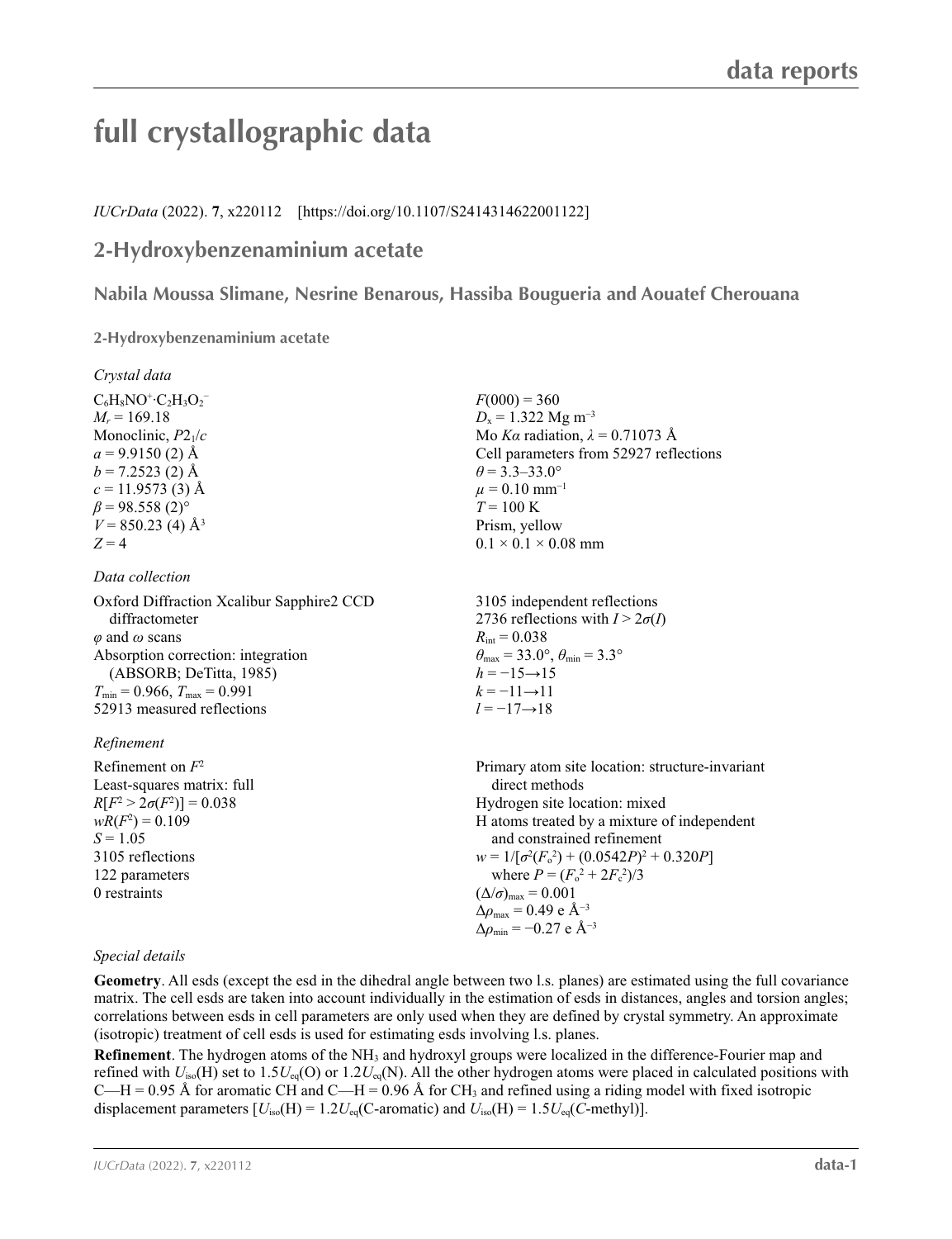# full crystallographic data

*IUCrData* (2022). **7**, x220112 [https://doi.org/10.1107/S2414314622001122]

## 2-Hydroxybenzenaminium acetate

### Nabila Moussa Slimane, Nesrine Benarous, Hassiba Bougueria and Aouatef Cherouana

**2-Hydroxybenzenaminium acetate**

*Crystal data*

$C_6H_8NO^+{\cdot}C_2H_3O_2^-$
$M_r$ = 169.18
Monoclinic, $P2_1/c$
$a$ = 9.9150 (2) Å
$b$ = 7.2523 (2) Å
$c$ = 11.9573 (3) Å
$\beta$ = 98.558 (2)°
$V$ = 850.23 (4) Å$^3$
$Z$ = 4
$F(000)$ = 360
$D_x$ = 1.322 Mg m$^{-3}$
Mo $K\alpha$ radiation, $\lambda$ = 0.71073 Å
Cell parameters from 52927 reflections
$\theta$ = 3.3–33.0°
$\mu$ = 0.10 mm$^{-1}$
$T$ = 100 K
Prism, yellow
0.1 × 0.1 × 0.08 mm

*Data collection*

Oxford Diffraction Xcalibur Sapphire2 CCD diffractometer
$\varphi$ and $\omega$ scans
Absorption correction: integration (ABSORB; DeTitta, 1985)
$T_{min}$ = 0.966, $T_{max}$ = 0.991
52913 measured reflections
3105 independent reflections
2736 reflections with $I > 2\sigma(I)$
$R_{int}$ = 0.038
$\theta_{max}$ = 33.0°, $\theta_{min}$ = 3.3°
$h$ = −15→15
$k$ = −11→11
$l$ = −17→18

*Refinement*

Refinement on $F^2$
Least-squares matrix: full
$R[F^2 > 2\sigma(F^2)]$ = 0.038
$wR(F^2)$ = 0.109
$S$ = 1.05
3105 reflections
122 parameters
0 restraints
Primary atom site location: structure-invariant direct methods
Hydrogen site location: mixed
H atoms treated by a mixture of independent and constrained refinement
$w = 1/[\sigma^2(F_o^2) + (0.0542P)^2 + 0.320P]$ where $P = (F_o^2 + 2F_c^2)/3$
$(\Delta/\sigma)_{max}$ = 0.001
$\Delta\rho_{max}$ = 0.49 e Å$^{-3}$
$\Delta\rho_{min}$ = −0.27 e Å$^{-3}$

*Special details*

**Geometry**. All esds (except the esd in the dihedral angle between two l.s. planes) are estimated using the full covariance matrix. The cell esds are taken into account individually in the estimation of esds in distances, angles and torsion angles; correlations between esds in cell parameters are only used when they are defined by crystal symmetry. An approximate (isotropic) treatment of cell esds is used for estimating esds involving l.s. planes.

**Refinement**. The hydrogen atoms of the $NH_3$ and hydroxyl groups were localized in the difference-Fourier map and refined with $U_{iso}$(H) set to $1.5U_{eq}$(O) or $1.2U_{eq}$(N). All the other hydrogen atoms were placed in calculated positions with C—H = 0.95 Å for aromatic CH and C—H = 0.96 Å for $CH_3$ and refined using a riding model with fixed isotropic displacement parameters [$U_{iso}$(H) = $1.2U_{eq}$(C-aromatic) and $U_{iso}$(H) = $1.5U_{eq}$(*C*-methyl)].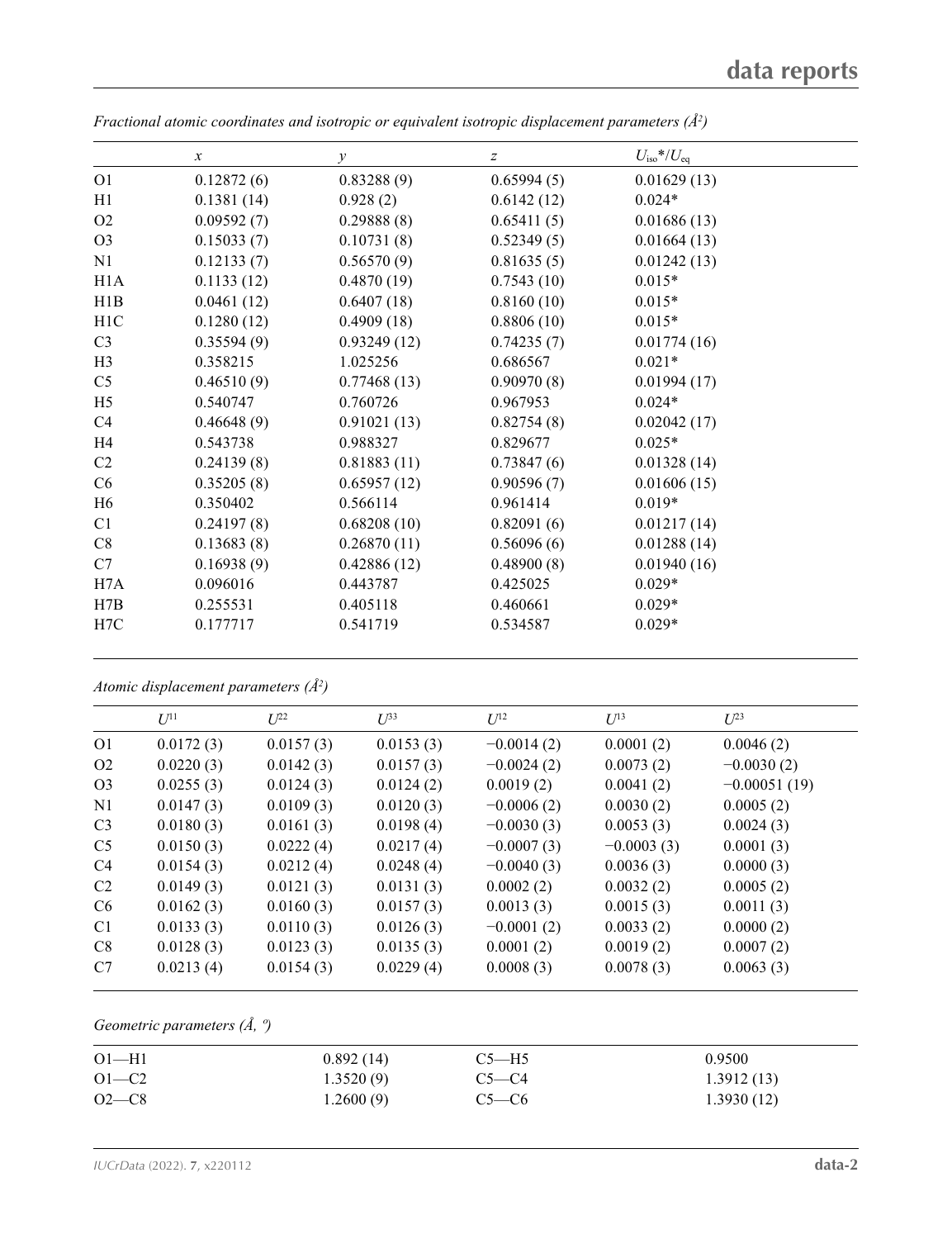*Fractional atomic coordinates and isotropic or equivalent isotropic displacement parameters (Å$^2$)*

| | $x$ | $y$ | $z$ | $U_{iso}$*/$U_{eq}$ |
|---|---|---|---|---|
| O1 | 0.12872 (6) | 0.83288 (9) | 0.65994 (5) | 0.01629 (13) |
| H1 | 0.1381 (14) | 0.928 (2) | 0.6142 (12) | 0.024* |
| O2 | 0.09592 (7) | 0.29888 (8) | 0.65411 (5) | 0.01686 (13) |
| O3 | 0.15033 (7) | 0.10731 (8) | 0.52349 (5) | 0.01664 (13) |
| N1 | 0.12133 (7) | 0.56570 (9) | 0.81635 (5) | 0.01242 (13) |
| H1A | 0.1133 (12) | 0.4870 (19) | 0.7543 (10) | 0.015* |
| H1B | 0.0461 (12) | 0.6407 (18) | 0.8160 (10) | 0.015* |
| H1C | 0.1280 (12) | 0.4909 (18) | 0.8806 (10) | 0.015* |
| C3 | 0.35594 (9) | 0.93249 (12) | 0.74235 (7) | 0.01774 (16) |
| H3 | 0.358215 | 1.025256 | 0.686567 | 0.021* |
| C5 | 0.46510 (9) | 0.77468 (13) | 0.90970 (8) | 0.01994 (17) |
| H5 | 0.540747 | 0.760726 | 0.967953 | 0.024* |
| C4 | 0.46648 (9) | 0.91021 (13) | 0.82754 (8) | 0.02042 (17) |
| H4 | 0.543738 | 0.988327 | 0.829677 | 0.025* |
| C2 | 0.24139 (8) | 0.81883 (11) | 0.73847 (6) | 0.01328 (14) |
| C6 | 0.35205 (8) | 0.65957 (12) | 0.90596 (7) | 0.01606 (15) |
| H6 | 0.350402 | 0.566114 | 0.961414 | 0.019* |
| C1 | 0.24197 (8) | 0.68208 (10) | 0.82091 (6) | 0.01217 (14) |
| C8 | 0.13683 (8) | 0.26870 (11) | 0.56096 (6) | 0.01288 (14) |
| C7 | 0.16938 (9) | 0.42886 (12) | 0.48900 (8) | 0.01940 (16) |
| H7A | 0.096016 | 0.443787 | 0.425025 | 0.029* |
| H7B | 0.255531 | 0.405118 | 0.460661 | 0.029* |
| H7C | 0.177717 | 0.541719 | 0.534587 | 0.029* |

*Atomic displacement parameters (Å$^2$)*

| | $U^{11}$ | $U^{22}$ | $U^{33}$ | $U^{12}$ | $U^{13}$ | $U^{23}$ |
|---|---|---|---|---|---|---|
| O1 | 0.0172 (3) | 0.0157 (3) | 0.0153 (3) | −0.0014 (2) | 0.0001 (2) | 0.0046 (2) |
| O2 | 0.0220 (3) | 0.0142 (3) | 0.0157 (3) | −0.0024 (2) | 0.0073 (2) | −0.0030 (2) |
| O3 | 0.0255 (3) | 0.0124 (3) | 0.0124 (2) | 0.0019 (2) | 0.0041 (2) | −0.00051 (19) |
| N1 | 0.0147 (3) | 0.0109 (3) | 0.0120 (3) | −0.0006 (2) | 0.0030 (2) | 0.0005 (2) |
| C3 | 0.0180 (3) | 0.0161 (3) | 0.0198 (4) | −0.0030 (3) | 0.0053 (3) | 0.0024 (3) |
| C5 | 0.0150 (3) | 0.0222 (4) | 0.0217 (4) | −0.0007 (3) | −0.0003 (3) | 0.0001 (3) |
| C4 | 0.0154 (3) | 0.0212 (4) | 0.0248 (4) | −0.0040 (3) | 0.0036 (3) | 0.0000 (3) |
| C2 | 0.0149 (3) | 0.0121 (3) | 0.0131 (3) | 0.0002 (2) | 0.0032 (2) | 0.0005 (2) |
| C6 | 0.0162 (3) | 0.0160 (3) | 0.0157 (3) | 0.0013 (3) | 0.0015 (3) | 0.0011 (3) |
| C1 | 0.0133 (3) | 0.0110 (3) | 0.0126 (3) | −0.0001 (2) | 0.0033 (2) | 0.0000 (2) |
| C8 | 0.0128 (3) | 0.0123 (3) | 0.0135 (3) | 0.0001 (2) | 0.0019 (2) | 0.0007 (2) |
| C7 | 0.0213 (4) | 0.0154 (3) | 0.0229 (4) | 0.0008 (3) | 0.0078 (3) | 0.0063 (3) |

*Geometric parameters (Å, º)*

| | | | |
|---|---|---|---|
| O1—H1 | 0.892 (14) | C5—H5 | 0.9500 |
| O1—C2 | 1.3520 (9) | C5—C4 | 1.3912 (13) |
| O2—C8 | 1.2600 (9) | C5—C6 | 1.3930 (12) |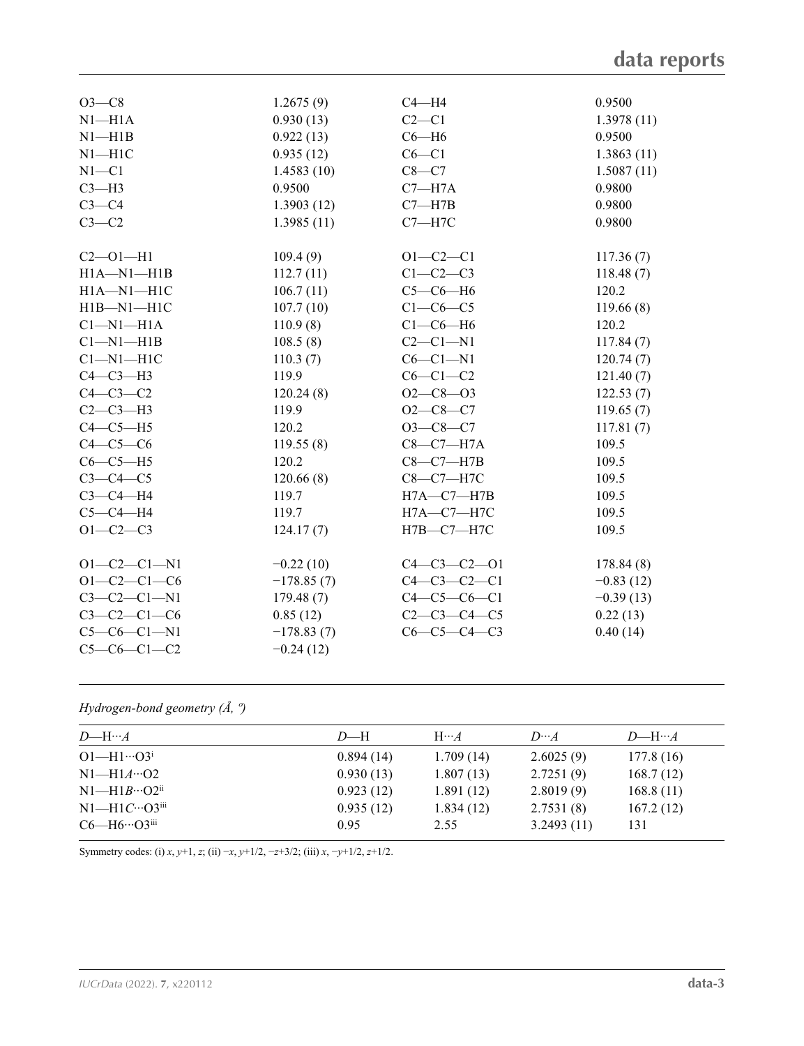| | | | |
|---|---|---|---|
| O3—C8 | 1.2675 (9) | C4—H4 | 0.9500 |
| N1—H1A | 0.930 (13) | C2—C1 | 1.3978 (11) |
| N1—H1B | 0.922 (13) | C6—H6 | 0.9500 |
| N1—H1C | 0.935 (12) | C6—C1 | 1.3863 (11) |
| N1—C1 | 1.4583 (10) | C8—C7 | 1.5087 (11) |
| C3—H3 | 0.9500 | C7—H7A | 0.9800 |
| C3—C4 | 1.3903 (12) | C7—H7B | 0.9800 |
| C3—C2 | 1.3985 (11) | C7—H7C | 0.9800 |
| | | | |
| C2—O1—H1 | 109.4 (9) | O1—C2—C1 | 117.36 (7) |
| H1A—N1—H1B | 112.7 (11) | C1—C2—C3 | 118.48 (7) |
| H1A—N1—H1C | 106.7 (11) | C5—C6—H6 | 120.2 |
| H1B—N1—H1C | 107.7 (10) | C1—C6—C5 | 119.66 (8) |
| C1—N1—H1A | 110.9 (8) | C1—C6—H6 | 120.2 |
| C1—N1—H1B | 108.5 (8) | C2—C1—N1 | 117.84 (7) |
| C1—N1—H1C | 110.3 (7) | C6—C1—N1 | 120.74 (7) |
| C4—C3—H3 | 119.9 | C6—C1—C2 | 121.40 (7) |
| C4—C3—C2 | 120.24 (8) | O2—C8—O3 | 122.53 (7) |
| C2—C3—H3 | 119.9 | O2—C8—C7 | 119.65 (7) |
| C4—C5—H5 | 120.2 | O3—C8—C7 | 117.81 (7) |
| C4—C5—C6 | 119.55 (8) | C8—C7—H7A | 109.5 |
| C6—C5—H5 | 120.2 | C8—C7—H7B | 109.5 |
| C3—C4—C5 | 120.66 (8) | C8—C7—H7C | 109.5 |
| C3—C4—H4 | 119.7 | H7A—C7—H7B | 109.5 |
| C5—C4—H4 | 119.7 | H7A—C7—H7C | 109.5 |
| O1—C2—C3 | 124.17 (7) | H7B—C7—H7C | 109.5 |
| | | | |
| O1—C2—C1—N1 | −0.22 (10) | C4—C3—C2—O1 | 178.84 (8) |
| O1—C2—C1—C6 | −178.85 (7) | C4—C3—C2—C1 | −0.83 (12) |
| C3—C2—C1—N1 | 179.48 (7) | C4—C5—C6—C1 | −0.39 (13) |
| C3—C2—C1—C6 | 0.85 (12) | C2—C3—C4—C5 | 0.22 (13) |
| C5—C6—C1—N1 | −178.83 (7) | C6—C5—C4—C3 | 0.40 (14) |
| C5—C6—C1—C2 | −0.24 (12) | | |

*Hydrogen-bond geometry (Å, º)*

| *D*—H···*A* | *D*—H | H···*A* | *D*···*A* | *D*—H···*A* |
|---|---|---|---|---|
| O1—H1···O3$^{i}$ | 0.894 (14) | 1.709 (14) | 2.6025 (9) | 177.8 (16) |
| N1—H1*A*···O2 | 0.930 (13) | 1.807 (13) | 2.7251 (9) | 168.7 (12) |
| N1—H1*B*···O2$^{ii}$ | 0.923 (12) | 1.891 (12) | 2.8019 (9) | 168.8 (11) |
| N1—H1*C*···O3$^{iii}$ | 0.935 (12) | 1.834 (12) | 2.7531 (8) | 167.2 (12) |
| C6—H6···O3$^{iii}$ | 0.95 | 2.55 | 3.2493 (11) | 131 |

Symmetry codes: (i) *x*, *y*+1, *z*; (ii) −*x*, *y*+1/2, −*z*+3/2; (iii) *x*, −*y*+1/2, *z*+1/2.